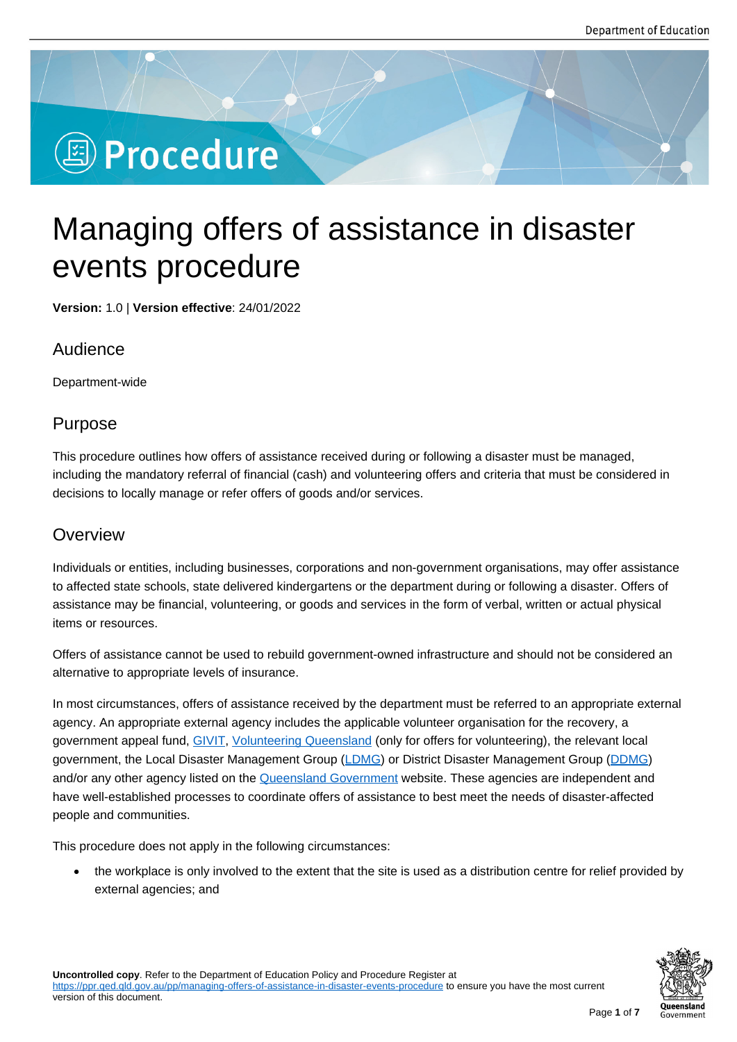# Managing offers of assistance in disaster events procedure

**Version:** 1.0 | **Version effective**: 24/01/2022

## Audience

Department-wide

## Purpose

This procedure outlines how offers of assistance received during or following a disaster must be managed, including the mandatory referral of financial (cash) and volunteering offers and criteria that must be considered in decisions to locally manage or refer offers of goods and/or services.

## Overview

Individuals or entities, including businesses, corporations and non-government organisations, may offer assistance to affected state schools, state delivered kindergartens or the department during or following a disaster. Offers of assistance may be financial, volunteering, or goods and services in the form of verbal, written or actual physical items or resources.

Offers of assistance cannot be used to rebuild government-owned infrastructure and should not be considered an alternative to appropriate levels of insurance.

In most circumstances, offers of assistance received by the department must be referred to an appropriate external agency. An appropriate external agency includes the applicable volunteer organisation for the recovery, a government appeal fund, GIVIT, Volunteering Queensland (only for offers for volunteering), the relevant local government, the Local Disaster Management Group (LDMG) or District Disaster Management Group (DDMG) and/or any other agency listed on the Queensland Government website. These agencies are independent and have well-established processes to coordinate offers of assistance to best meet the needs of disaster-affected people and communities.

This procedure does not apply in the following circumstances:

- the workplace is only involved to the extent that the site is used as a distribution centre for relief provided by external agencies; and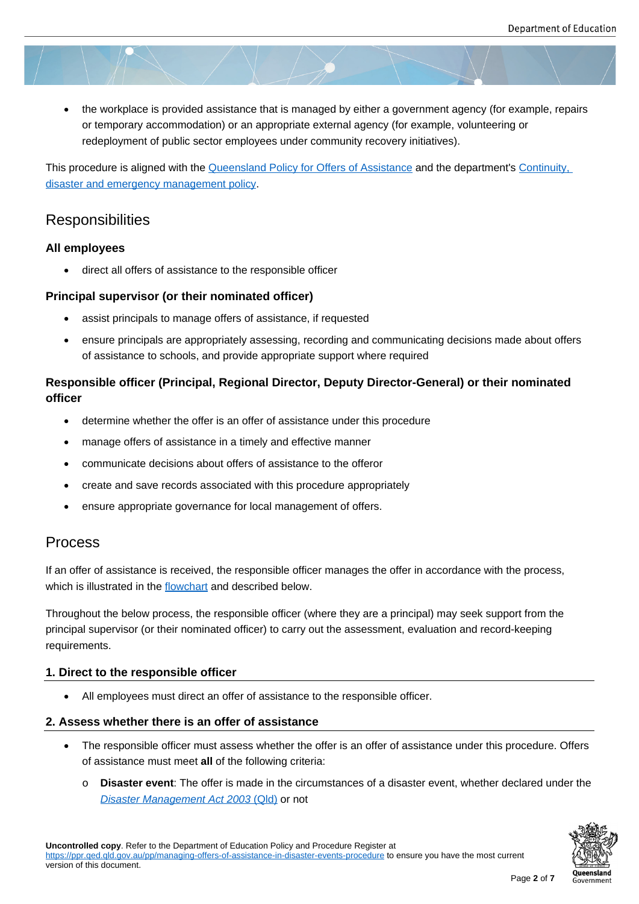- the workplace is provided assistance that is managed by either a government agency (for example, repairs or temporary accommodation) or an appropriate external agency (for example, volunteering or redeployment of public sector employees under community recovery initiatives).

This procedure is aligned with the Queensland Policy for Offers of Assistance and the department's Continuity, disaster and emergency management policy.

## Responsibilities

### All employees

- direct all offers of assistance to the responsible officer

### Principal supervisor (or their nominated officer)

- assist principals to manage offers of assistance, if requested
- ensure principals are appropriately assessing, recording and communicating decisions made about offers of assistance to schools, and provide appropriate support where required

### Responsible officer (Principal, Regional Director, Deputy Director-General) or their nominated officer

- determine whether the offer is an offer of assistance under this procedure
- manage offers of assistance in a timely and effective manner
- communicate decisions about offers of assistance to the offeror
- create and save records associated with this procedure appropriately
- ensure appropriate governance for local management of offers.

## Process

If an offer of assistance is received, the responsible officer manages the offer in accordance with the process, which is illustrated in the flowchart and described below.

Throughout the below process, the responsible officer (where they are a principal) may seek support from the principal supervisor (or their nominated officer) to carry out the assessment, evaluation and record-keeping requirements.

### 1. Direct to the responsible officer

- All employees must direct an offer of assistance to the responsible officer.

### 2. Assess whether there is an offer of assistance

- The responsible officer must assess whether the offer is an offer of assistance under this procedure. Offers of assistance must meet **all** of the following criteria:
  - **Disaster event**: The offer is made in the circumstances of a disaster event, whether declared under the *Disaster Management Act 2003* (Qld) or not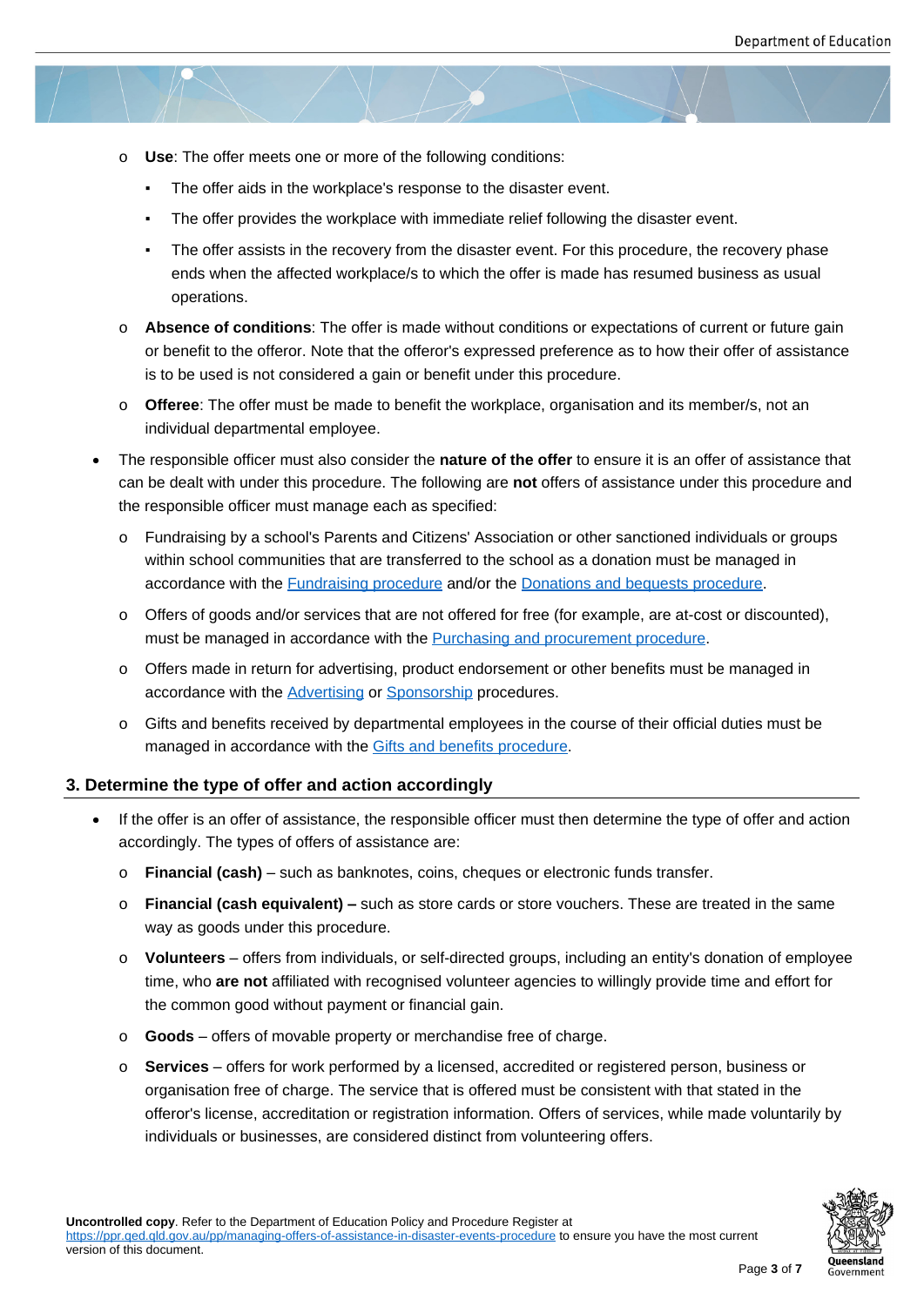- **Use**: The offer meets one or more of the following conditions:
    - The offer aids in the workplace's response to the disaster event.
    - The offer provides the workplace with immediate relief following the disaster event.
    - The offer assists in the recovery from the disaster event. For this procedure, the recovery phase ends when the affected workplace/s to which the offer is made has resumed business as usual operations.
  - **Absence of conditions**: The offer is made without conditions or expectations of current or future gain or benefit to the offeror. Note that the offeror's expressed preference as to how their offer of assistance is to be used is not considered a gain or benefit under this procedure.
  - **Offeree**: The offer must be made to benefit the workplace, organisation and its member/s, not an individual departmental employee.
- The responsible officer must also consider the **nature of the offer** to ensure it is an offer of assistance that can be dealt with under this procedure. The following are **not** offers of assistance under this procedure and the responsible officer must manage each as specified:
  - Fundraising by a school's Parents and Citizens' Association or other sanctioned individuals or groups within school communities that are transferred to the school as a donation must be managed in accordance with the Fundraising procedure and/or the Donations and bequests procedure.
  - Offers of goods and/or services that are not offered for free (for example, are at-cost or discounted), must be managed in accordance with the Purchasing and procurement procedure.
  - Offers made in return for advertising, product endorsement or other benefits must be managed in accordance with the Advertising or Sponsorship procedures.
  - Gifts and benefits received by departmental employees in the course of their official duties must be managed in accordance with the Gifts and benefits procedure.

## 3. Determine the type of offer and action accordingly

- If the offer is an offer of assistance, the responsible officer must then determine the type of offer and action accordingly. The types of offers of assistance are:
  - **Financial (cash)** – such as banknotes, coins, cheques or electronic funds transfer.
  - **Financial (cash equivalent) –** such as store cards or store vouchers. These are treated in the same way as goods under this procedure.
  - **Volunteers** – offers from individuals, or self-directed groups, including an entity's donation of employee time, who **are not** affiliated with recognised volunteer agencies to willingly provide time and effort for the common good without payment or financial gain.
  - **Goods** – offers of movable property or merchandise free of charge.
  - **Services** – offers for work performed by a licensed, accredited or registered person, business or organisation free of charge. The service that is offered must be consistent with that stated in the offeror's license, accreditation or registration information. Offers of services, while made voluntarily by individuals or businesses, are considered distinct from volunteering offers.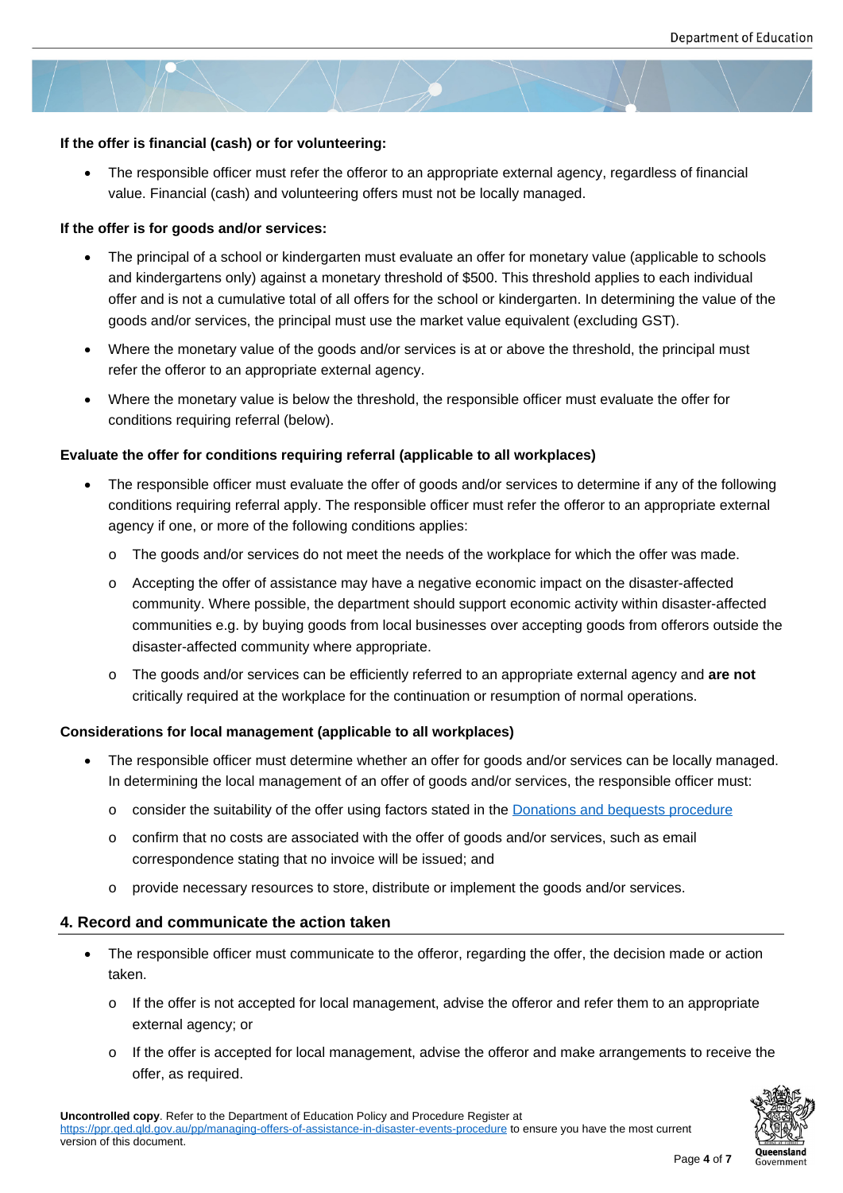**If the offer is financial (cash) or for volunteering:**

- The responsible officer must refer the offeror to an appropriate external agency, regardless of financial value. Financial (cash) and volunteering offers must not be locally managed.

**If the offer is for goods and/or services:**

- The principal of a school or kindergarten must evaluate an offer for monetary value (applicable to schools and kindergartens only) against a monetary threshold of $500. This threshold applies to each individual offer and is not a cumulative total of all offers for the school or kindergarten. In determining the value of the goods and/or services, the principal must use the market value equivalent (excluding GST).
- Where the monetary value of the goods and/or services is at or above the threshold, the principal must refer the offeror to an appropriate external agency.
- Where the monetary value is below the threshold, the responsible officer must evaluate the offer for conditions requiring referral (below).

**Evaluate the offer for conditions requiring referral (applicable to all workplaces)**

- The responsible officer must evaluate the offer of goods and/or services to determine if any of the following conditions requiring referral apply. The responsible officer must refer the offeror to an appropriate external agency if one, or more of the following conditions applies:
  - The goods and/or services do not meet the needs of the workplace for which the offer was made.
  - Accepting the offer of assistance may have a negative economic impact on the disaster-affected community. Where possible, the department should support economic activity within disaster-affected communities e.g. by buying goods from local businesses over accepting goods from offerors outside the disaster-affected community where appropriate.
  - The goods and/or services can be efficiently referred to an appropriate external agency and **are not** critically required at the workplace for the continuation or resumption of normal operations.

**Considerations for local management (applicable to all workplaces)**

- The responsible officer must determine whether an offer for goods and/or services can be locally managed. In determining the local management of an offer of goods and/or services, the responsible officer must:
  - consider the suitability of the offer using factors stated in the [Donations and bequests procedure](Donations and bequests procedure)
  - confirm that no costs are associated with the offer of goods and/or services, such as email correspondence stating that no invoice will be issued; and
  - provide necessary resources to store, distribute or implement the goods and/or services.

## 4. Record and communicate the action taken

- The responsible officer must communicate to the offeror, regarding the offer, the decision made or action taken.
  - If the offer is not accepted for local management, advise the offeror and refer them to an appropriate external agency; or
  - If the offer is accepted for local management, advise the offeror and make arrangements to receive the offer, as required.

**Uncontrolled copy**. Refer to the Department of Education Policy and Procedure Register at https://ppr.qed.qld.gov.au/pp/managing-offers-of-assistance-in-disaster-events-procedure to ensure you have the most current version of this document.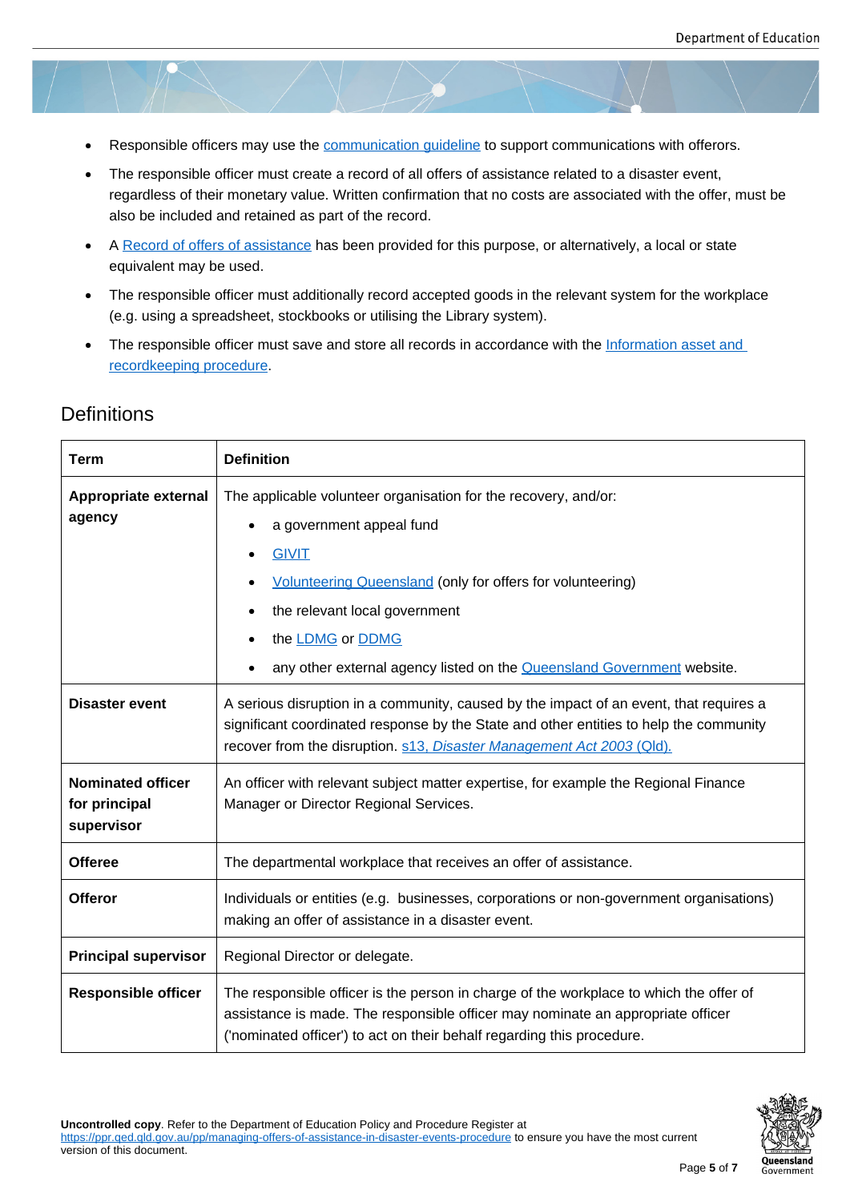- Responsible officers may use the communication guideline to support communications with offerors.
- The responsible officer must create a record of all offers of assistance related to a disaster event, regardless of their monetary value. Written confirmation that no costs are associated with the offer, must be also be included and retained as part of the record.
- A Record of offers of assistance has been provided for this purpose, or alternatively, a local or state equivalent may be used.
- The responsible officer must additionally record accepted goods in the relevant system for the workplace (e.g. using a spreadsheet, stockbooks or utilising the Library system).
- The responsible officer must save and store all records in accordance with the Information asset and recordkeeping procedure.

## Definitions

| Term | Definition |
|---|---|
| **Appropriate external agency** | The applicable volunteer organisation for the recovery, and/or:<br>• a government appeal fund<br>• GIVIT<br>• Volunteering Queensland (only for offers for volunteering)<br>• the relevant local government<br>• the LDMG or DDMG<br>• any other external agency listed on the Queensland Government website. |
| **Disaster event** | A serious disruption in a community, caused by the impact of an event, that requires a significant coordinated response by the State and other entities to help the community recover from the disruption. s13, *Disaster Management Act 2003* (Qld). |
| **Nominated officer for principal supervisor** | An officer with relevant subject matter expertise, for example the Regional Finance Manager or Director Regional Services. |
| **Offeree** | The departmental workplace that receives an offer of assistance. |
| **Offeror** | Individuals or entities (e.g. businesses, corporations or non-government organisations) making an offer of assistance in a disaster event. |
| **Principal supervisor** | Regional Director or delegate. |
| **Responsible officer** | The responsible officer is the person in charge of the workplace to which the offer of assistance is made. The responsible officer may nominate an appropriate officer ('nominated officer') to act on their behalf regarding this procedure. |

**Uncontrolled copy**. Refer to the Department of Education Policy and Procedure Register at https://ppr.qed.qld.gov.au/pp/managing-offers-of-assistance-in-disaster-events-procedure to ensure you have the most current version of this document.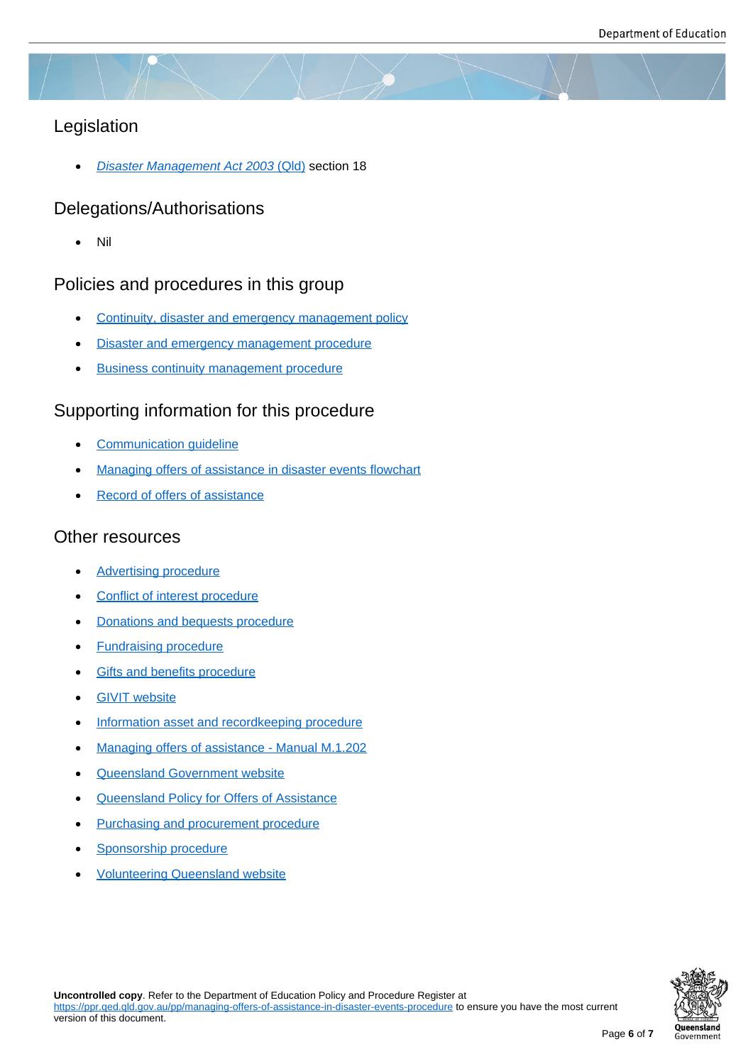## Legislation

- *Disaster Management Act 2003* (Qld) section 18

## Delegations/Authorisations

- Nil

## Policies and procedures in this group

- Continuity, disaster and emergency management policy
- Disaster and emergency management procedure
- Business continuity management procedure

## Supporting information for this procedure

- Communication guideline
- Managing offers of assistance in disaster events flowchart
- Record of offers of assistance

## Other resources

- Advertising procedure
- Conflict of interest procedure
- Donations and bequests procedure
- Fundraising procedure
- Gifts and benefits procedure
- GIVIT website
- Information asset and recordkeeping procedure
- Managing offers of assistance - Manual M.1.202
- Queensland Government website
- Queensland Policy for Offers of Assistance
- Purchasing and procurement procedure
- Sponsorship procedure
- Volunteering Queensland website

**Uncontrolled copy**. Refer to the Department of Education Policy and Procedure Register at https://ppr.qed.qld.gov.au/pp/managing-offers-of-assistance-in-disaster-events-procedure to ensure you have the most current version of this document.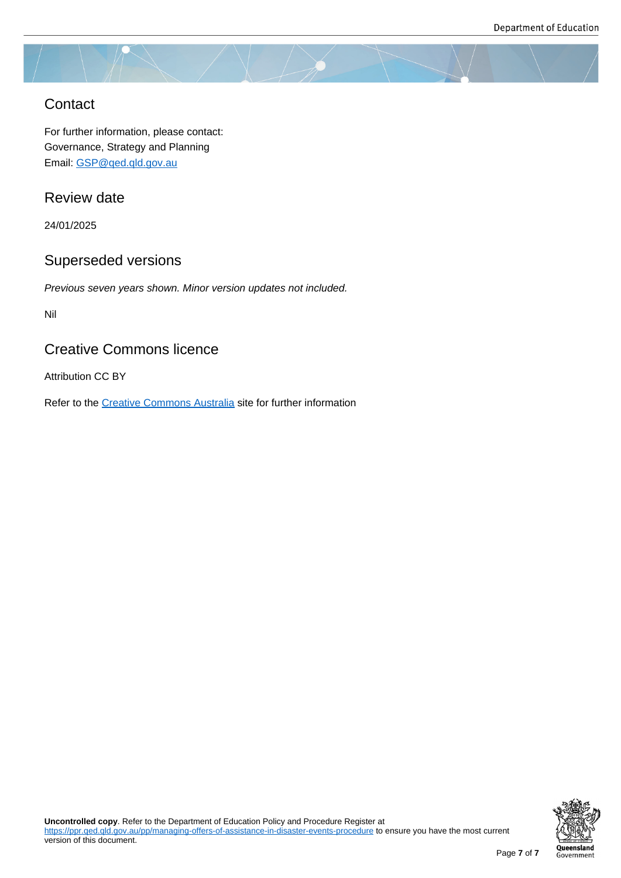## Contact

For further information, please contact:
Governance, Strategy and Planning
Email: [GSP@qed.qld.gov.au](mailto:GSP@qed.qld.gov.au)

## Review date

24/01/2025

## Superseded versions

*Previous seven years shown. Minor version updates not included.*

Nil

## Creative Commons licence

Attribution CC BY

Refer to the [Creative Commons Australia]() site for further information

**Uncontrolled copy**. Refer to the Department of Education Policy and Procedure Register at https://ppr.qed.qld.gov.au/pp/managing-offers-of-assistance-in-disaster-events-procedure to ensure you have the most current version of this document.